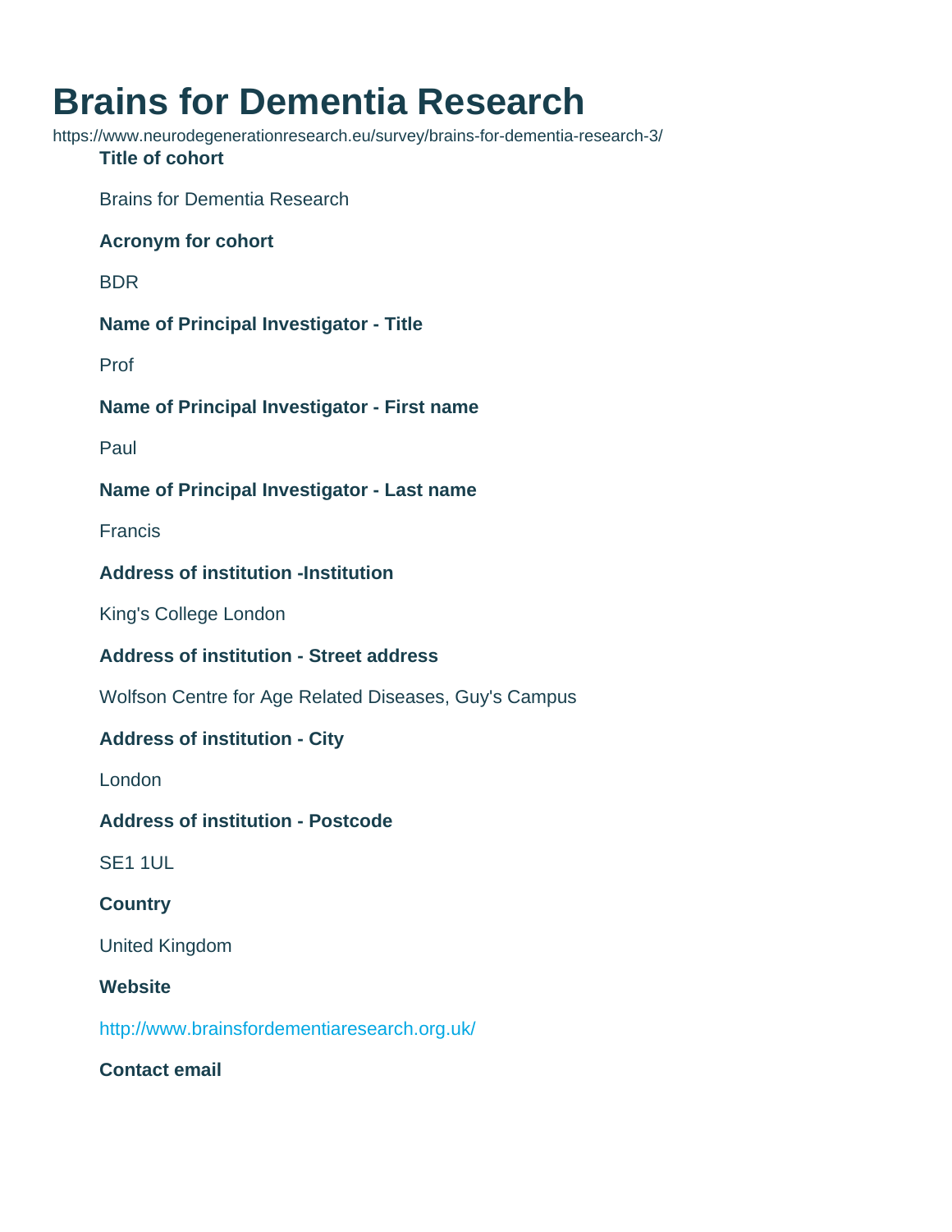# Brains for Dementia Research

https://www.neurodegenerationresearch.eu/survey/brains-for-dementia-research-3/

**Title of cohort**

Brains for Dementia Research

**Acronym for cohort**

BDR

**Name of Principal Investigator - Title**

Prof

**Name of Principal Investigator - First name**

Paul

**Name of Principal Investigator - Last name**

Francis

**Address of institution -Institution**

King's College London

**Address of institution - Street address**

Wolfson Centre for Age Related Diseases, Guy's Campus

**Address of institution - City**

London

**Address of institution - Postcode**

SE1 1UL

**Country**

United Kingdom

**Website**

http://www.brainsfordementiaresearch.org.uk/

**Contact email**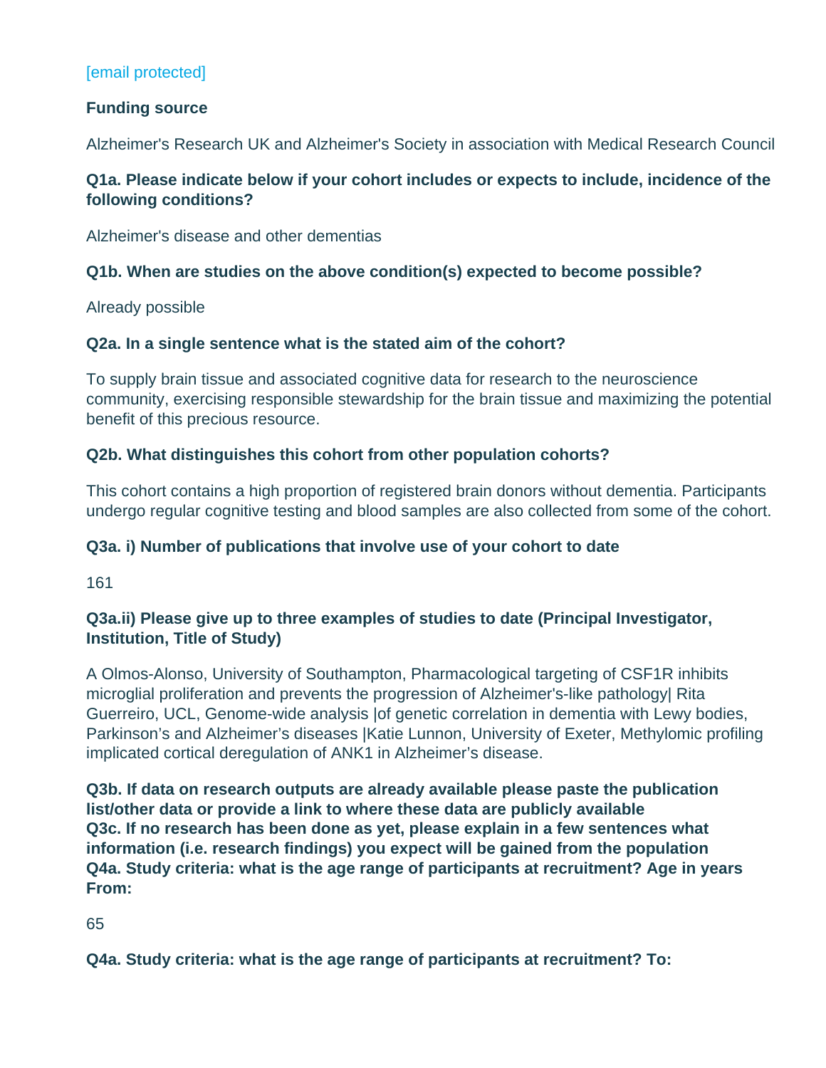[email protected]

**Funding source**

Alzheimer's Research UK and Alzheimer's Society in association with Medical Research Council

**Q1a. Please indicate below if your cohort includes or expects to include, incidence of the following conditions?**

Alzheimer's disease and other dementias

**Q1b. When are studies on the above condition(s) expected to become possible?**

Already possible

**Q2a. In a single sentence what is the stated aim of the cohort?**

To supply brain tissue and associated cognitive data for research to the neuroscience community, exercising responsible stewardship for the brain tissue and maximizing the potential benefit of this precious resource.

**Q2b. What distinguishes this cohort from other population cohorts?**

This cohort contains a high proportion of registered brain donors without dementia. Participants undergo regular cognitive testing and blood samples are also collected from some of the cohort.

**Q3a. i) Number of publications that involve use of your cohort to date**

161

**Q3a.ii) Please give up to three examples of studies to date (Principal Investigator, Institution, Title of Study)**

A Olmos-Alonso, University of Southampton, Pharmacological targeting of CSF1R inhibits microglial proliferation and prevents the progression of Alzheimer's-like pathology| Rita Guerreiro, UCL, Genome-wide analysis |of genetic correlation in dementia with Lewy bodies, Parkinson's and Alzheimer's diseases |Katie Lunnon, University of Exeter, Methylomic profiling implicated cortical deregulation of ANK1 in Alzheimer's disease.

**Q3b. If data on research outputs are already available please paste the publication list/other data or provide a link to where these data are publicly available**
**Q3c. If no research has been done as yet, please explain in a few sentences what information (i.e. research findings) you expect will be gained from the population**
**Q4a. Study criteria: what is the age range of participants at recruitment? Age in years From:**

65

**Q4a. Study criteria: what is the age range of participants at recruitment? To:**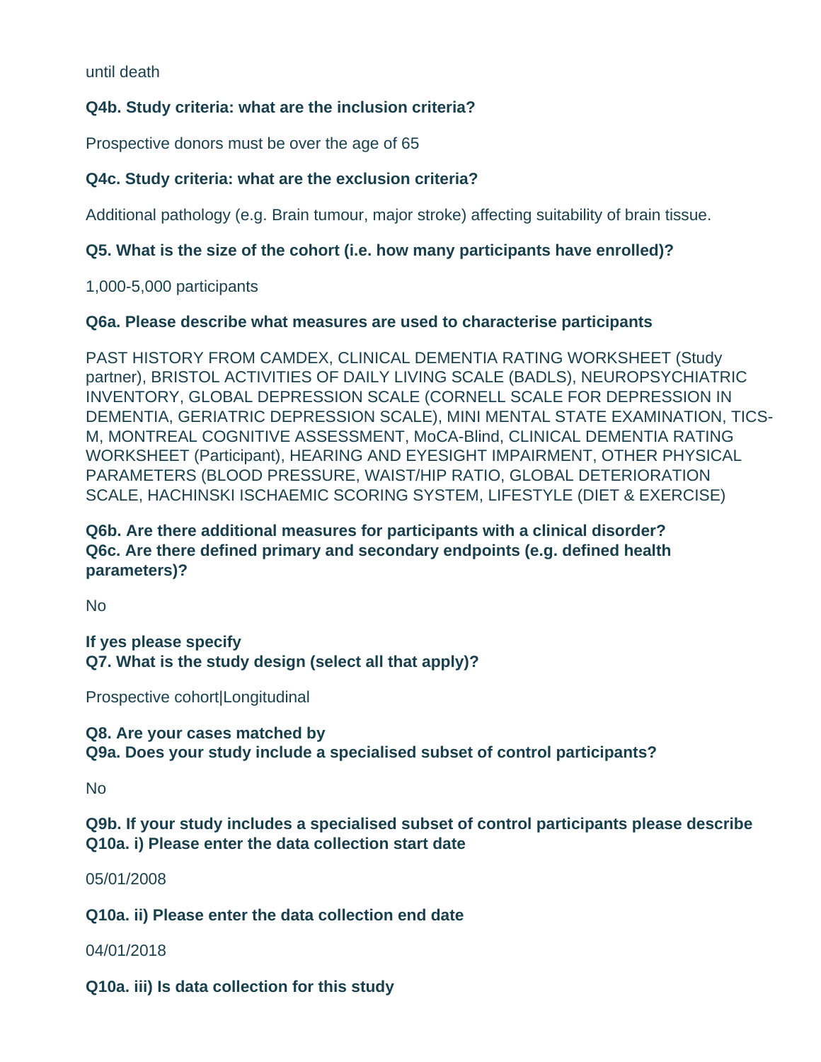until death

**Q4b. Study criteria: what are the inclusion criteria?**

Prospective donors must be over the age of 65

**Q4c. Study criteria: what are the exclusion criteria?**

Additional pathology (e.g. Brain tumour, major stroke) affecting suitability of brain tissue.

**Q5. What is the size of the cohort (i.e. how many participants have enrolled)?**

1,000-5,000 participants

**Q6a. Please describe what measures are used to characterise participants**

PAST HISTORY FROM CAMDEX, CLINICAL DEMENTIA RATING WORKSHEET (Study partner), BRISTOL ACTIVITIES OF DAILY LIVING SCALE (BADLS), NEUROPSYCHIATRIC INVENTORY, GLOBAL DEPRESSION SCALE (CORNELL SCALE FOR DEPRESSION IN DEMENTIA, GERIATRIC DEPRESSION SCALE), MINI MENTAL STATE EXAMINATION, TICS-M, MONTREAL COGNITIVE ASSESSMENT, MoCA-Blind, CLINICAL DEMENTIA RATING WORKSHEET (Participant), HEARING AND EYESIGHT IMPAIRMENT, OTHER PHYSICAL PARAMETERS (BLOOD PRESSURE, WAIST/HIP RATIO, GLOBAL DETERIORATION SCALE, HACHINSKI ISCHAEMIC SCORING SYSTEM, LIFESTYLE (DIET & EXERCISE)

**Q6b. Are there additional measures for participants with a clinical disorder?**
**Q6c. Are there defined primary and secondary endpoints (e.g. defined health parameters)?**

No

**If yes please specify**
**Q7. What is the study design (select all that apply)?**

Prospective cohort|Longitudinal

**Q8. Are your cases matched by**
**Q9a. Does your study include a specialised subset of control participants?**

No

**Q9b. If your study includes a specialised subset of control participants please describe**
**Q10a. i) Please enter the data collection start date**

05/01/2008

**Q10a. ii) Please enter the data collection end date**

04/01/2018

**Q10a. iii) Is data collection for this study**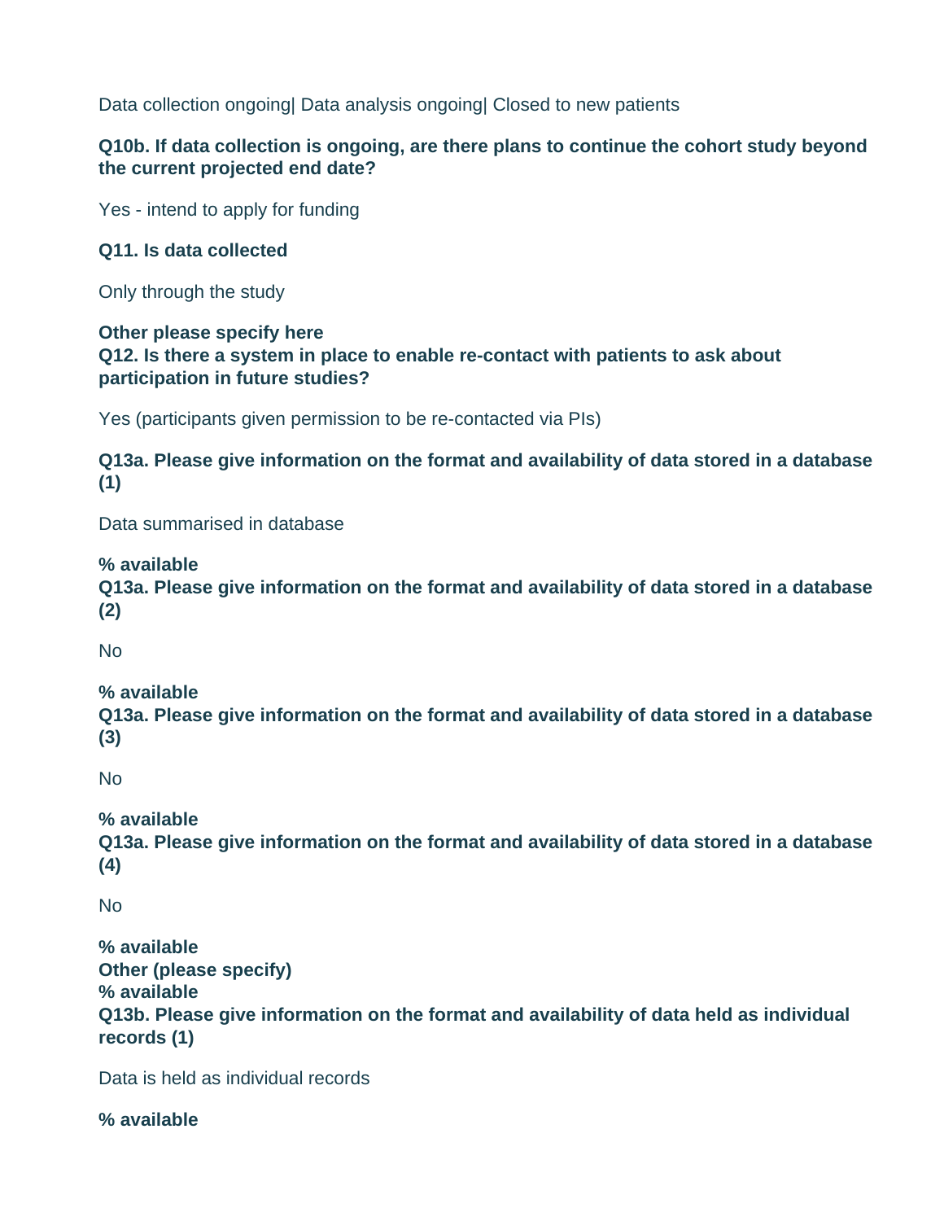Data collection ongoing| Data analysis ongoing| Closed to new patients

**Q10b. If data collection is ongoing, are there plans to continue the cohort study beyond the current projected end date?**

Yes - intend to apply for funding

**Q11. Is data collected**

Only through the study

**Other please specify here**
**Q12. Is there a system in place to enable re-contact with patients to ask about participation in future studies?**

Yes (participants given permission to be re-contacted via PIs)

**Q13a. Please give information on the format and availability of data stored in a database (1)**

Data summarised in database

**% available**
**Q13a. Please give information on the format and availability of data stored in a database (2)**

No

**% available**
**Q13a. Please give information on the format and availability of data stored in a database (3)**

No

**% available**
**Q13a. Please give information on the format and availability of data stored in a database (4)**

No

**% available**
**Other (please specify)**
**% available**
**Q13b. Please give information on the format and availability of data held as individual records (1)**

Data is held as individual records

**% available**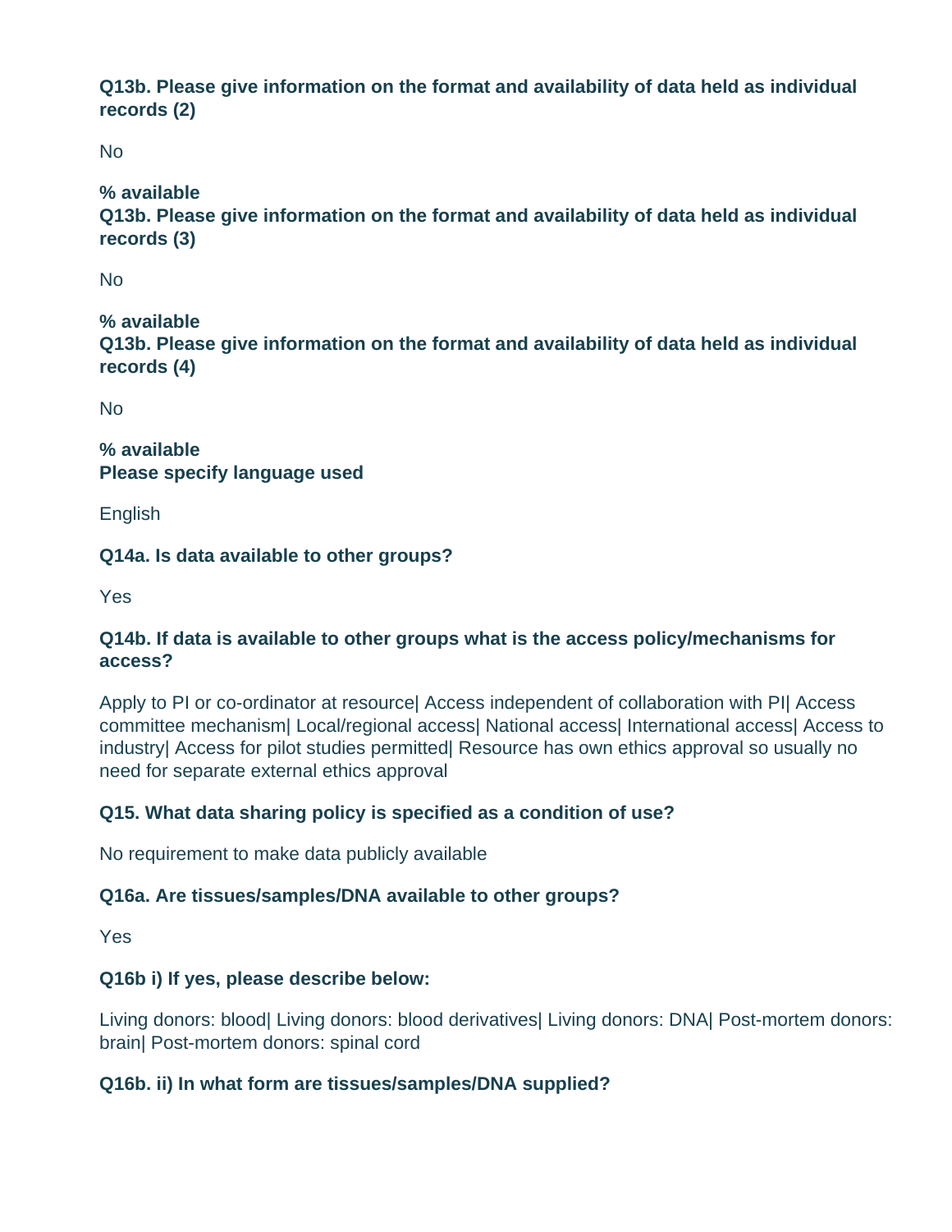**Q13b. Please give information on the format and availability of data held as individual records (2)**

No

**% available**
**Q13b. Please give information on the format and availability of data held as individual records (3)**

No

**% available**
**Q13b. Please give information on the format and availability of data held as individual records (4)**

No

**% available**
**Please specify language used**

English

**Q14a. Is data available to other groups?**

Yes

**Q14b. If data is available to other groups what is the access policy/mechanisms for access?**

Apply to PI or co-ordinator at resource| Access independent of collaboration with PI| Access committee mechanism| Local/regional access| National access| International access| Access to industry| Access for pilot studies permitted| Resource has own ethics approval so usually no need for separate external ethics approval

**Q15. What data sharing policy is specified as a condition of use?**

No requirement to make data publicly available

**Q16a. Are tissues/samples/DNA available to other groups?**

Yes

**Q16b i) If yes, please describe below:**

Living donors: blood| Living donors: blood derivatives| Living donors: DNA| Post-mortem donors: brain| Post-mortem donors: spinal cord

**Q16b. ii) In what form are tissues/samples/DNA supplied?**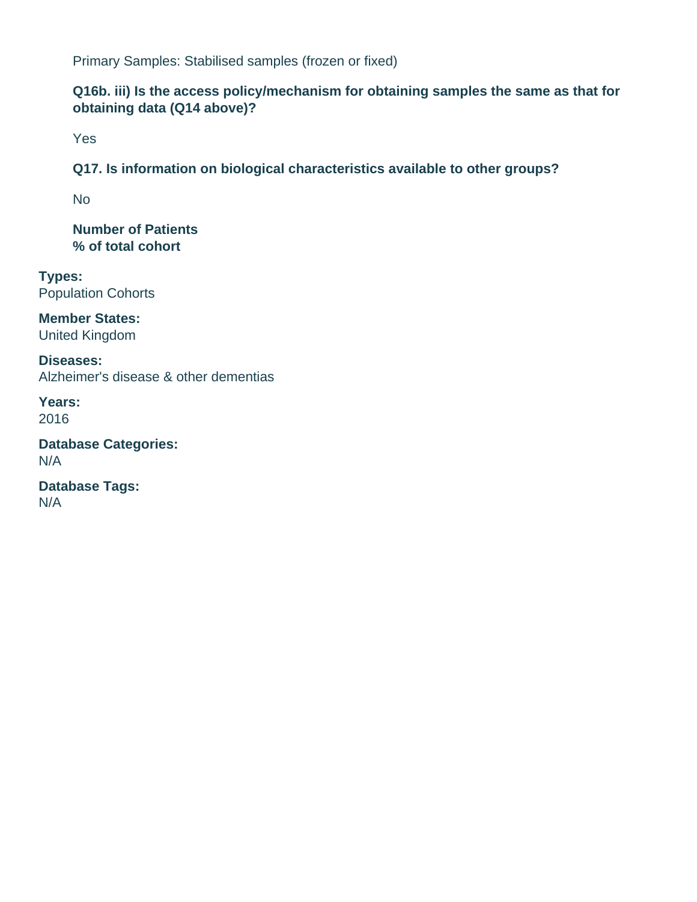Primary Samples: Stabilised samples (frozen or fixed)

**Q16b. iii) Is the access policy/mechanism for obtaining samples the same as that for obtaining data (Q14 above)?**

Yes

**Q17. Is information on biological characteristics available to other groups?**

No

**Number of Patients**
**% of total cohort**

**Types:**
Population Cohorts

**Member States:**
United Kingdom

**Diseases:**
Alzheimer's disease & other dementias

**Years:**
2016

**Database Categories:**
N/A

**Database Tags:**
N/A